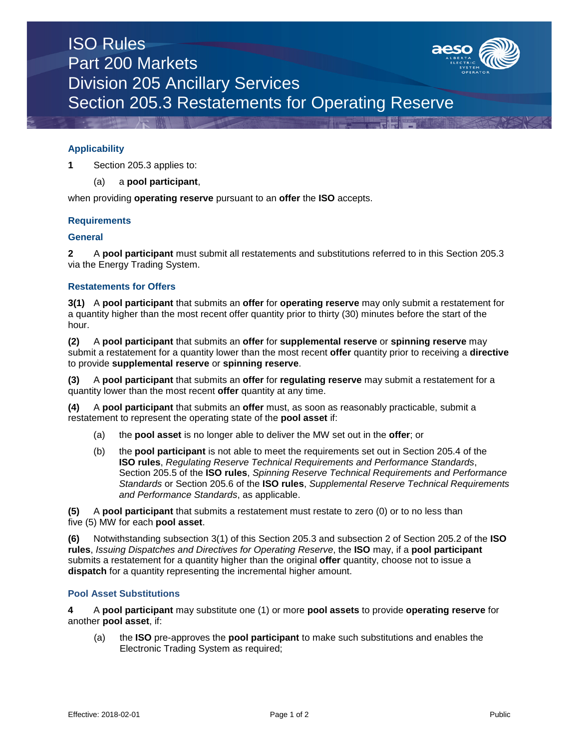# ISO Rules
# Part 200 Markets
# Division 205 Ancillary Services
# Section 205.3 Restatements for Operating Reserve

## Applicability

**1** Section 205.3 applies to:

(a) a **pool participant**,

when providing **operating reserve** pursuant to an **offer** the **ISO** accepts.

## Requirements

### General

**2** A **pool participant** must submit all restatements and substitutions referred to in this Section 205.3 via the Energy Trading System.

### Restatements for Offers

**3(1)** A **pool participant** that submits an **offer** for **operating reserve** may only submit a restatement for a quantity higher than the most recent offer quantity prior to thirty (30) minutes before the start of the hour.

**(2)** A **pool participant** that submits an **offer** for **supplemental reserve** or **spinning reserve** may submit a restatement for a quantity lower than the most recent **offer** quantity prior to receiving a **directive** to provide **supplemental reserve** or **spinning reserve**.

**(3)** A **pool participant** that submits an **offer** for **regulating reserve** may submit a restatement for a quantity lower than the most recent **offer** quantity at any time.

**(4)** A **pool participant** that submits an **offer** must, as soon as reasonably practicable, submit a restatement to represent the operating state of the **pool asset** if:

(a) the **pool asset** is no longer able to deliver the MW set out in the **offer**; or

(b) the **pool participant** is not able to meet the requirements set out in Section 205.4 of the **ISO rules**, *Regulating Reserve Technical Requirements and Performance Standards*, Section 205.5 of the **ISO rules**, *Spinning Reserve Technical Requirements and Performance Standards* or Section 205.6 of the **ISO rules**, *Supplemental Reserve Technical Requirements and Performance Standards*, as applicable.

**(5)** A **pool participant** that submits a restatement must restate to zero (0) or to no less than five (5) MW for each **pool asset**.

**(6)** Notwithstanding subsection 3(1) of this Section 205.3 and subsection 2 of Section 205.2 of the **ISO rules**, *Issuing Dispatches and Directives for Operating Reserve*, the **ISO** may, if a **pool participant** submits a restatement for a quantity higher than the original **offer** quantity, choose not to issue a **dispatch** for a quantity representing the incremental higher amount.

### Pool Asset Substitutions

**4** A **pool participant** may substitute one (1) or more **pool assets** to provide **operating reserve** for another **pool asset**, if:

(a) the **ISO** pre-approves the **pool participant** to make such substitutions and enables the Electronic Trading System as required;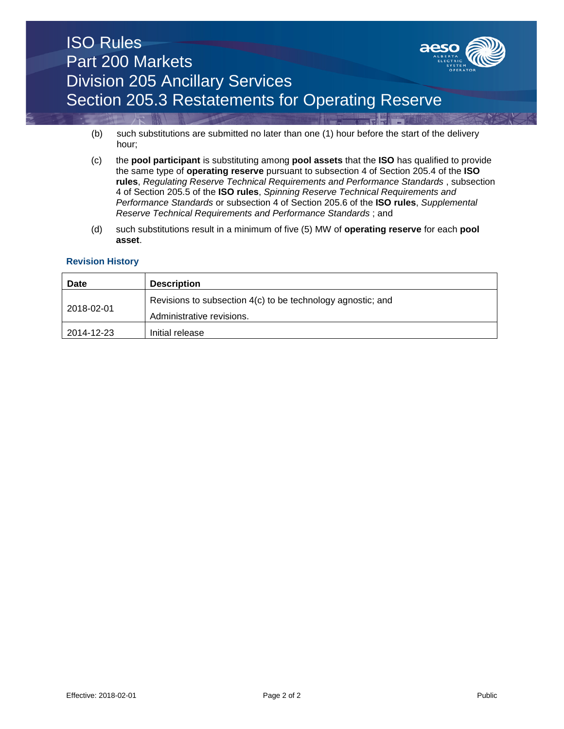(b) such substitutions are submitted no later than one (1) hour before the start of the delivery hour;

(c) the **pool participant** is substituting among **pool assets** that the **ISO** has qualified to provide the same type of **operating reserve** pursuant to subsection 4 of Section 205.4 of the **ISO rules**, *Regulating Reserve Technical Requirements and Performance Standards* , subsection 4 of Section 205.5 of the **ISO rules**, *Spinning Reserve Technical Requirements and Performance Standards* or subsection 4 of Section 205.6 of the **ISO rules**, *Supplemental Reserve Technical Requirements and Performance Standards* ; and

(d) such substitutions result in a minimum of five (5) MW of **operating reserve** for each **pool asset**.

### Revision History

| Date | Description |
| --- | --- |
| 2018-02-01 | Revisions to subsection 4(c) to be technology agnostic; and<br>Administrative revisions. |
| 2014-12-23 | Initial release |